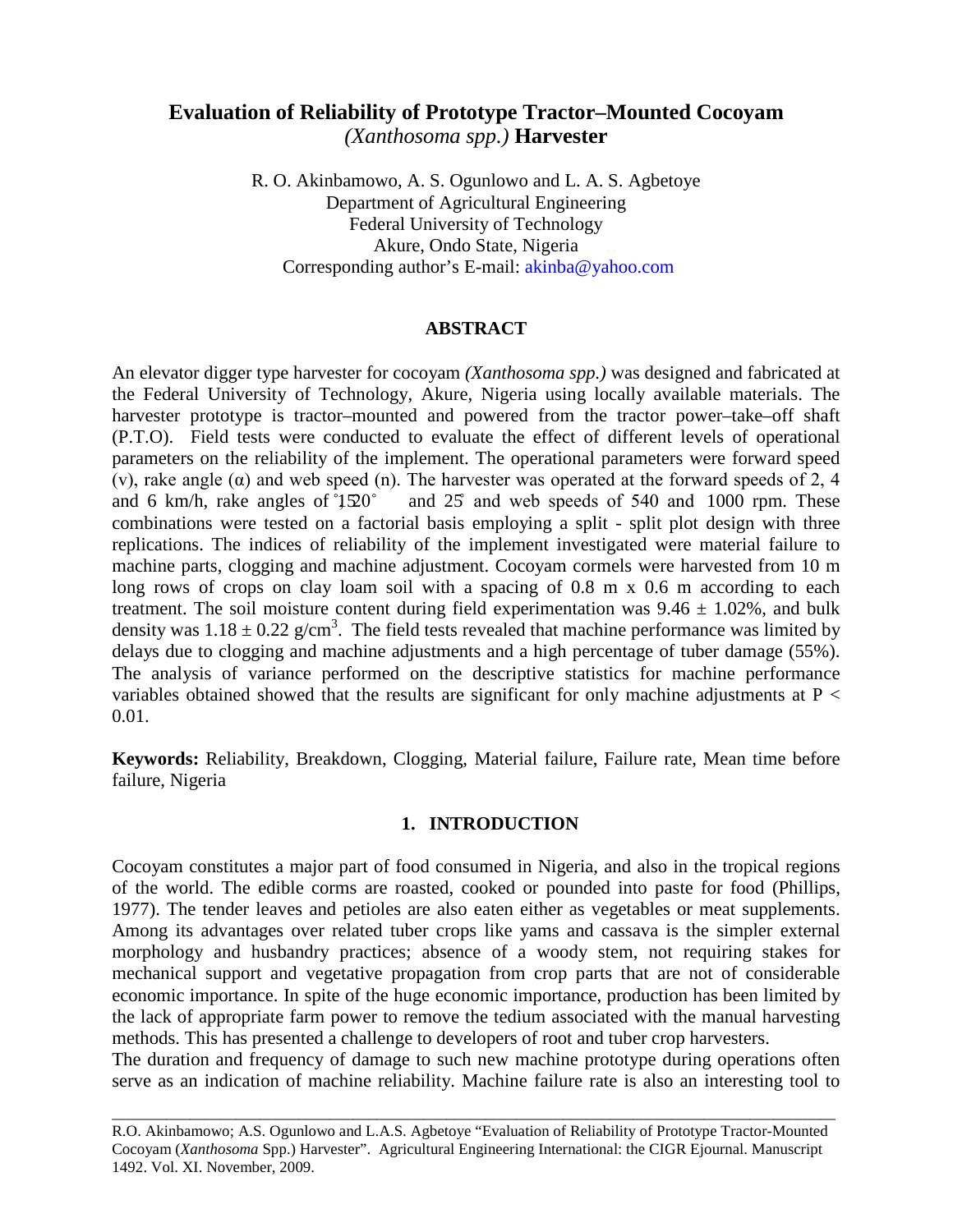# Evaluation of Reliability of Prototype Tractor–Mounted Cocoyam *(Xanthosoma spp.)* Harvester

R. O. Akinbamowo, A. S. Ogunlowo and L. A. S. Agbetoye
Department of Agricultural Engineering
Federal University of Technology
Akure, Ondo State, Nigeria
Corresponding author's E-mail: akinba@yahoo.com

## ABSTRACT

An elevator digger type harvester for cocoyam *(Xanthosoma spp.)* was designed and fabricated at the Federal University of Technology, Akure, Nigeria using locally available materials. The harvester prototype is tractor–mounted and powered from the tractor power–take–off shaft (P.T.O). Field tests were conducted to evaluate the effect of different levels of operational parameters on the reliability of the implement. The operational parameters were forward speed (v), rake angle (α) and web speed (n). The harvester was operated at the forward speeds of 2, 4 and 6 km/h, rake angles of 15˚, 20˚ and 25˚ and web speeds of 540 and 1000 rpm. These combinations were tested on a factorial basis employing a split - split plot design with three replications. The indices of reliability of the implement investigated were material failure to machine parts, clogging and machine adjustment. Cocoyam cormels were harvested from 10 m long rows of crops on clay loam soil with a spacing of 0.8 m x 0.6 m according to each treatment. The soil moisture content during field experimentation was 9.46 ± 1.02%, and bulk density was 1.18 ± 0.22 g/cm$^3$. The field tests revealed that machine performance was limited by delays due to clogging and machine adjustments and a high percentage of tuber damage (55%). The analysis of variance performed on the descriptive statistics for machine performance variables obtained showed that the results are significant for only machine adjustments at $P < 0.01$.

**Keywords:** Reliability, Breakdown, Clogging, Material failure, Failure rate, Mean time before failure, Nigeria

## 1. INTRODUCTION

Cocoyam constitutes a major part of food consumed in Nigeria, and also in the tropical regions of the world. The edible corms are roasted, cooked or pounded into paste for food (Phillips, 1977). The tender leaves and petioles are also eaten either as vegetables or meat supplements. Among its advantages over related tuber crops like yams and cassava is the simpler external morphology and husbandry practices; absence of a woody stem, not requiring stakes for mechanical support and vegetative propagation from crop parts that are not of considerable economic importance. In spite of the huge economic importance, production has been limited by the lack of appropriate farm power to remove the tedium associated with the manual harvesting methods. This has presented a challenge to developers of root and tuber crop harvesters.

The duration and frequency of damage to such new machine prototype during operations often serve as an indication of machine reliability. Machine failure rate is also an interesting tool to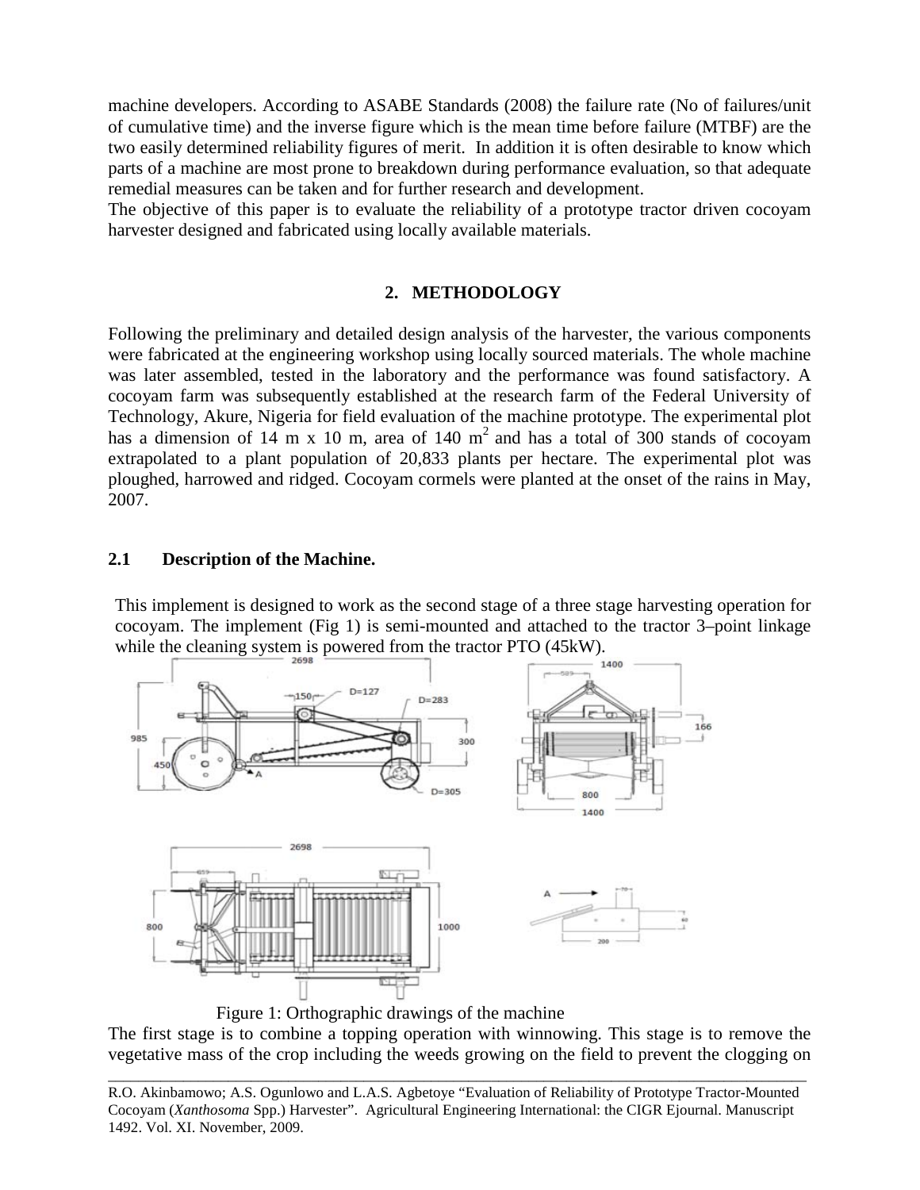machine developers. According to ASABE Standards (2008) the failure rate (No of failures/unit of cumulative time) and the inverse figure which is the mean time before failure (MTBF) are the two easily determined reliability figures of merit. In addition it is often desirable to know which parts of a machine are most prone to breakdown during performance evaluation, so that adequate remedial measures can be taken and for further research and development.

The objective of this paper is to evaluate the reliability of a prototype tractor driven cocoyam harvester designed and fabricated using locally available materials.

## 2. METHODOLOGY

Following the preliminary and detailed design analysis of the harvester, the various components were fabricated at the engineering workshop using locally sourced materials. The whole machine was later assembled, tested in the laboratory and the performance was found satisfactory. A cocoyam farm was subsequently established at the research farm of the Federal University of Technology, Akure, Nigeria for field evaluation of the machine prototype. The experimental plot has a dimension of 14 m x 10 m, area of 140 m$^2$ and has a total of 300 stands of cocoyam extrapolated to a plant population of 20,833 plants per hectare. The experimental plot was ploughed, harrowed and ridged. Cocoyam cormels were planted at the onset of the rains in May, 2007.

### 2.1 Description of the Machine.

This implement is designed to work as the second stage of a three stage harvesting operation for cocoyam. The implement (Fig 1) is semi-mounted and attached to the tractor 3–point linkage while the cleaning system is powered from the tractor PTO (45kW).

Figure 1: Orthographic drawings of the machine

The first stage is to combine a topping operation with winnowing. This stage is to remove the vegetative mass of the crop including the weeds growing on the field to prevent the clogging on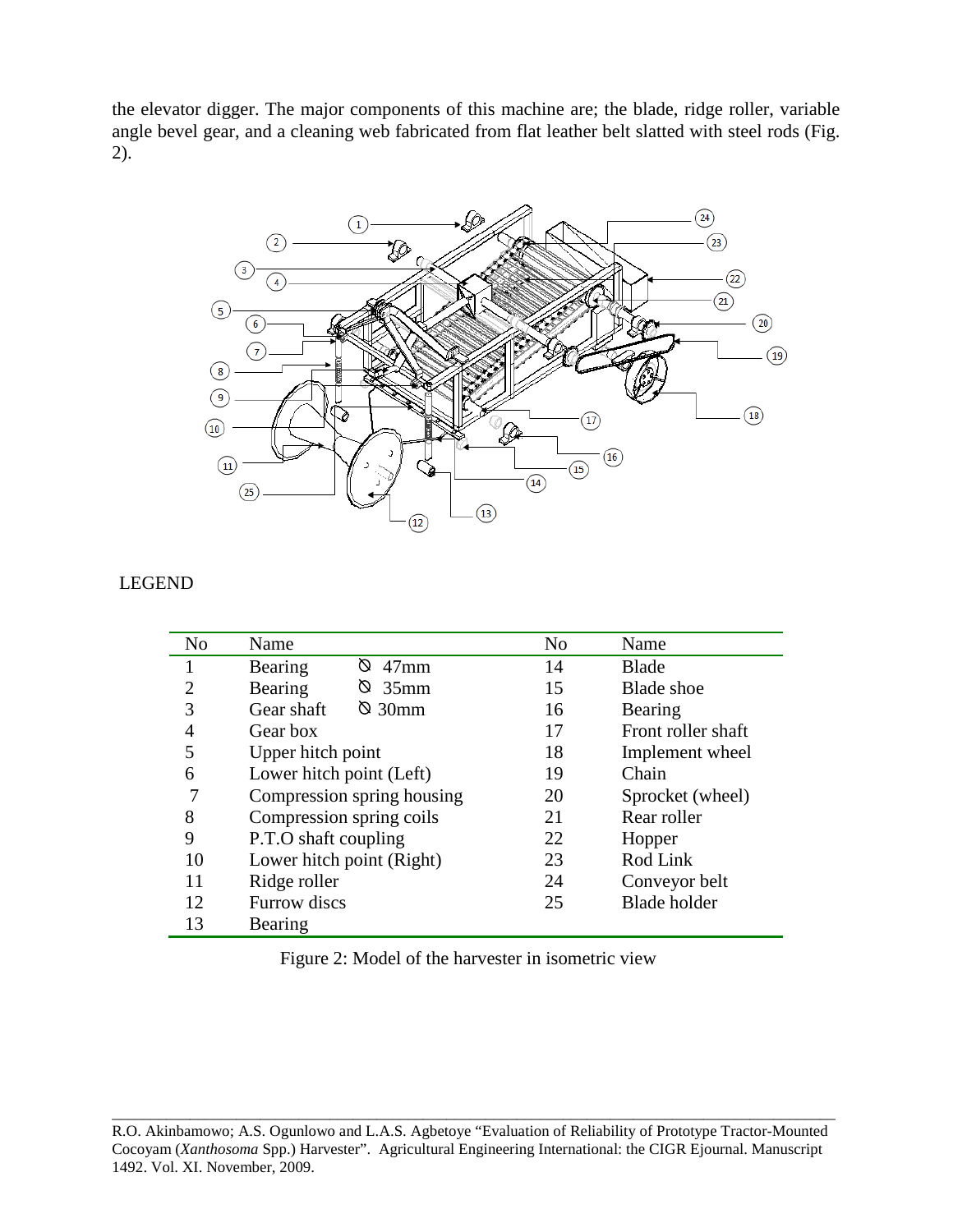the elevator digger. The major components of this machine are; the blade, ridge roller, variable angle bevel gear, and a cleaning web fabricated from flat leather belt slatted with steel rods (Fig. 2).

LEGEND

| No | Name | | No | Name |
|---|---|---|---|---|
| 1 | Bearing | Ø 47mm | 14 | Blade |
| 2 | Bearing | Ø 35mm | 15 | Blade shoe |
| 3 | Gear shaft | Ø 30mm | 16 | Bearing |
| 4 | Gear box | | 17 | Front roller shaft |
| 5 | Upper hitch point | | 18 | Implement wheel |
| 6 | Lower hitch point (Left) | | 19 | Chain |
| 7 | Compression spring housing | | 20 | Sprocket (wheel) |
| 8 | Compression spring coils | | 21 | Rear roller |
| 9 | P.T.O shaft coupling | | 22 | Hopper |
| 10 | Lower hitch point (Right) | | 23 | Rod Link |
| 11 | Ridge roller | | 24 | Conveyor belt |
| 12 | Furrow discs | | 25 | Blade holder |
| 13 | Bearing | | | |

Figure 2: Model of the harvester in isometric view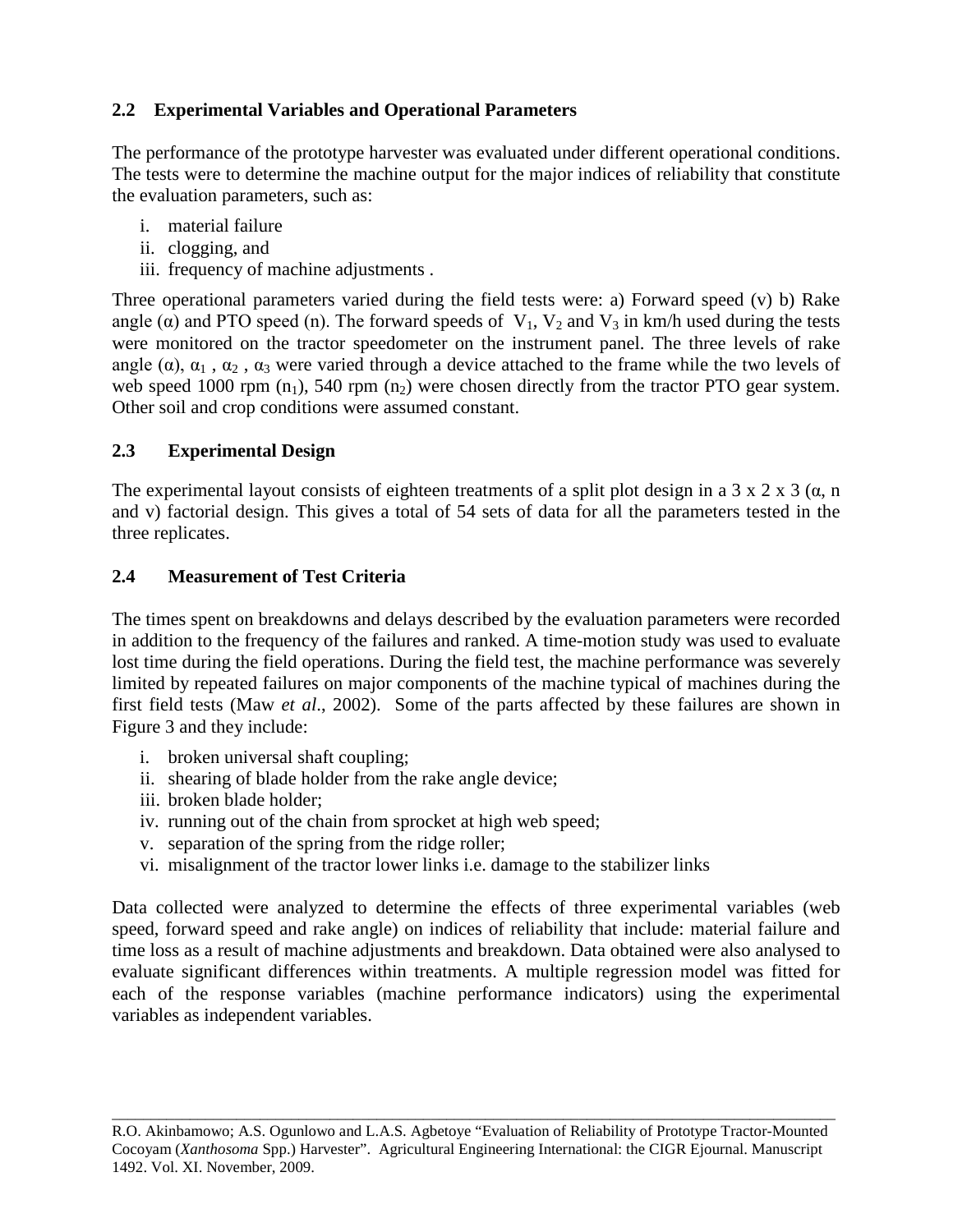### 2.2 Experimental Variables and Operational Parameters

The performance of the prototype harvester was evaluated under different operational conditions. The tests were to determine the machine output for the major indices of reliability that constitute the evaluation parameters, such as:

i. material failure
ii. clogging, and
iii. frequency of machine adjustments .

Three operational parameters varied during the field tests were: a) Forward speed (v) b) Rake angle ($\alpha$) and PTO speed (n). The forward speeds of $V_1$, $V_2$ and $V_3$ in km/h used during the tests were monitored on the tractor speedometer on the instrument panel. The three levels of rake angle ($\alpha$), $\alpha_1$ , $\alpha_2$ , $\alpha_3$ were varied through a device attached to the frame while the two levels of web speed 1000 rpm ($n_1$), 540 rpm ($n_2$) were chosen directly from the tractor PTO gear system. Other soil and crop conditions were assumed constant.

### 2.3 Experimental Design

The experimental layout consists of eighteen treatments of a split plot design in a 3 x 2 x 3 ($\alpha$, n and v) factorial design. This gives a total of 54 sets of data for all the parameters tested in the three replicates.

### 2.4 Measurement of Test Criteria

The times spent on breakdowns and delays described by the evaluation parameters were recorded in addition to the frequency of the failures and ranked. A time-motion study was used to evaluate lost time during the field operations. During the field test, the machine performance was severely limited by repeated failures on major components of the machine typical of machines during the first field tests (Maw *et al*., 2002). Some of the parts affected by these failures are shown in Figure 3 and they include:

i. broken universal shaft coupling;
ii. shearing of blade holder from the rake angle device;
iii. broken blade holder;
iv. running out of the chain from sprocket at high web speed;
v. separation of the spring from the ridge roller;
vi. misalignment of the tractor lower links i.e. damage to the stabilizer links

Data collected were analyzed to determine the effects of three experimental variables (web speed, forward speed and rake angle) on indices of reliability that include: material failure and time loss as a result of machine adjustments and breakdown. Data obtained were also analysed to evaluate significant differences within treatments. A multiple regression model was fitted for each of the response variables (machine performance indicators) using the experimental variables as independent variables.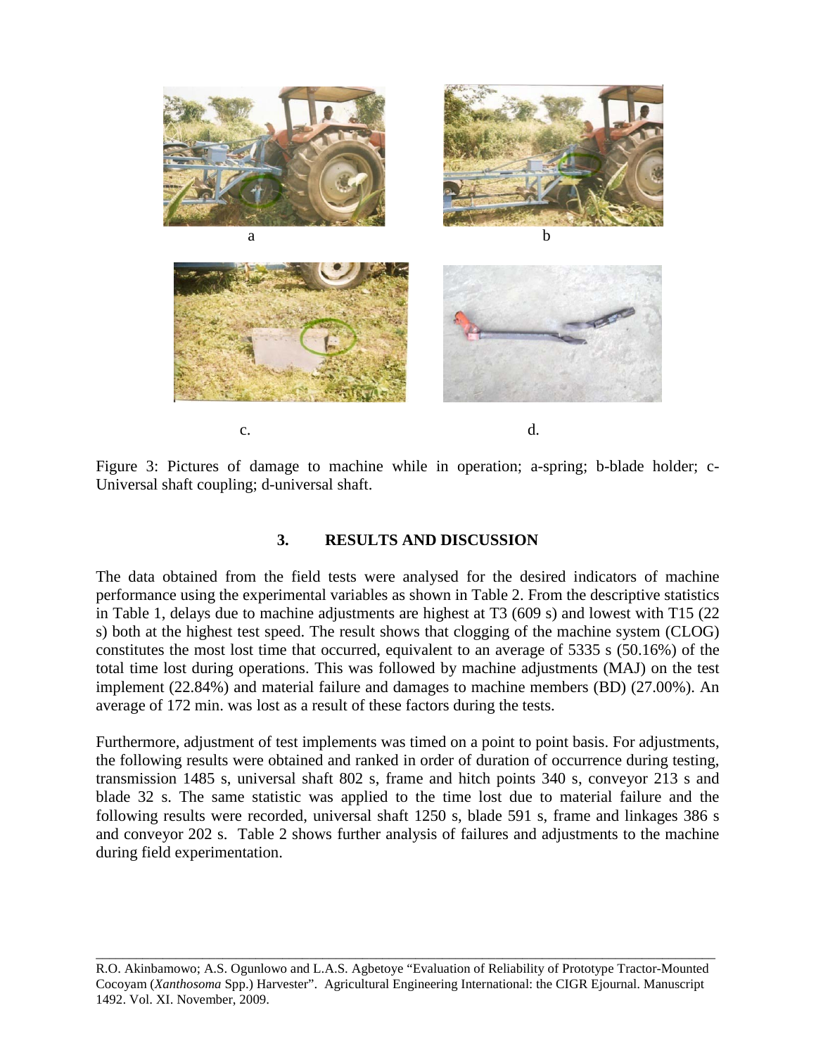a

b

c.

d.

Figure 3: Pictures of damage to machine while in operation; a-spring; b-blade holder; c-Universal shaft coupling; d-universal shaft.

## 3. RESULTS AND DISCUSSION

The data obtained from the field tests were analysed for the desired indicators of machine performance using the experimental variables as shown in Table 2. From the descriptive statistics in Table 1, delays due to machine adjustments are highest at T3 (609 s) and lowest with T15 (22 s) both at the highest test speed. The result shows that clogging of the machine system (CLOG) constitutes the most lost time that occurred, equivalent to an average of 5335 s (50.16%) of the total time lost during operations. This was followed by machine adjustments (MAJ) on the test implement (22.84%) and material failure and damages to machine members (BD) (27.00%). An average of 172 min. was lost as a result of these factors during the tests.

Furthermore, adjustment of test implements was timed on a point to point basis. For adjustments, the following results were obtained and ranked in order of duration of occurrence during testing, transmission 1485 s, universal shaft 802 s, frame and hitch points 340 s, conveyor 213 s and blade 32 s. The same statistic was applied to the time lost due to material failure and the following results were recorded, universal shaft 1250 s, blade 591 s, frame and linkages 386 s and conveyor 202 s. Table 2 shows further analysis of failures and adjustments to the machine during field experimentation.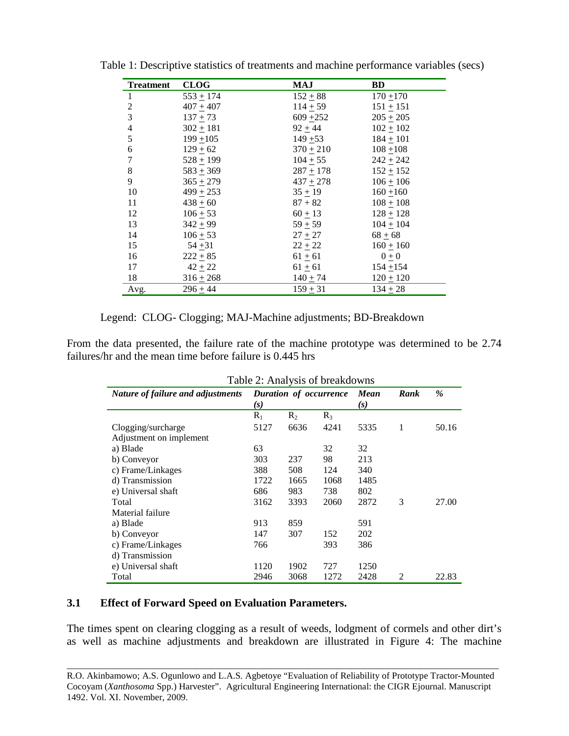Table 1: Descriptive statistics of treatments and machine performance variables (secs)

| Treatment | CLOG | MAJ | BD |
|---|---|---|---|
| 1 | 553 ± 174 | 152 ± 88 | 170 ±170 |
| 2 | 407 ± 407 | 114 ± 59 | 151 ± 151 |
| 3 | 137 ± 73 | 609 ±252 | 205 ± 205 |
| 4 | 302 ± 181 | 92 ± 44 | 102 ± 102 |
| 5 | 199 ±105 | 149 ±53 | 184 ± 101 |
| 6 | 129 ± 62 | 370 ± 210 | 108 ±108 |
| 7 | 528 ± 199 | 104 ± 55 | 242 ± 242 |
| 8 | 583 ± 369 | 287 ± 178 | 152 ± 152 |
| 9 | 365 ± 279 | 437 ± 278 | 106 ± 106 |
| 10 | 499 ± 253 | 35 ± 19 | 160 ±160 |
| 11 | 438 ± 60 | 87 + 82 | 108 ± 108 |
| 12 | 106 ± 53 | 60 ± 13 | 128 ± 128 |
| 13 | 342 ± 99 | 59 ± 59 | 104 ± 104 |
| 14 | 106 ± 53 | 27 ± 27 | 68 ± 68 |
| 15 | 54 ±31 | 22 ± 22 | 160 ± 160 |
| 16 | 222 ± 85 | 61 ± 61 | 0 ± 0 |
| 17 | 42 ± 22 | 61 ± 61 | 154 ±154 |
| 18 | 316 ± 268 | 140 ± 74 | 120 ± 120 |
| Avg. | 296 ± 44 | 159 ± 31 | 134 ± 28 |

Legend: CLOG- Clogging; MAJ-Machine adjustments; BD-Breakdown

From the data presented, the failure rate of the machine prototype was determined to be 2.74 failures/hr and the mean time before failure is 0.445 hrs

Table 2: Analysis of breakdowns

| *Nature of failure and adjustments* | *Duration of occurrence (s)* | | | *Mean (s)* | *Rank* | *%* |
|---|---|---|---|---|---|---|
| | $R_1$ | $R_2$ | $R_3$ | | | |
| Clogging/surcharge | 5127 | 6636 | 4241 | 5335 | 1 | 50.16 |
| Adjustment on implement | | | | | | |
| a) Blade | 63 | | 32 | 32 | | |
| b) Conveyor | 303 | 237 | 98 | 213 | | |
| c) Frame/Linkages | 388 | 508 | 124 | 340 | | |
| d) Transmission | 1722 | 1665 | 1068 | 1485 | | |
| e) Universal shaft | 686 | 983 | 738 | 802 | | |
| Total | 3162 | 3393 | 2060 | 2872 | 3 | 27.00 |
| Material failure | | | | | | |
| a) Blade | 913 | 859 | | 591 | | |
| b) Conveyor | 147 | 307 | 152 | 202 | | |
| c) Frame/Linkages | 766 | | 393 | 386 | | |
| d) Transmission | | | | | | |
| e) Universal shaft | 1120 | 1902 | 727 | 1250 | | |
| Total | 2946 | 3068 | 1272 | 2428 | 2 | 22.83 |

## 3.1 Effect of Forward Speed on Evaluation Parameters.

The times spent on clearing clogging as a result of weeds, lodgment of cormels and other dirt's as well as machine adjustments and breakdown are illustrated in Figure 4: The machine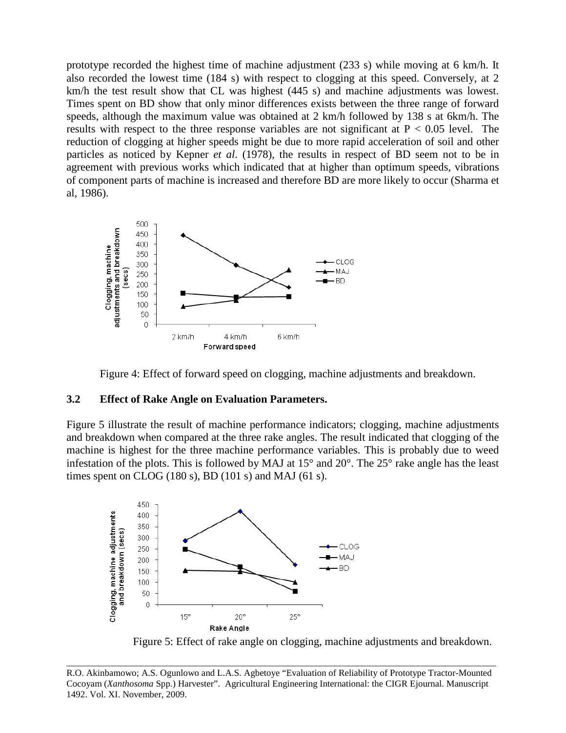prototype recorded the highest time of machine adjustment (233 s) while moving at 6 km/h. It also recorded the lowest time (184 s) with respect to clogging at this speed. Conversely, at 2 km/h the test result show that CL was highest (445 s) and machine adjustments was lowest. Times spent on BD show that only minor differences exists between the three range of forward speeds, although the maximum value was obtained at 2 km/h followed by 138 s at 6km/h. The results with respect to the three response variables are not significant at $P < 0.05$ level. The reduction of clogging at higher speeds might be due to more rapid acceleration of soil and other particles as noticed by Kepner *et al*. (1978), the results in respect of BD seem not to be in agreement with previous works which indicated that at higher than optimum speeds, vibrations of component parts of machine is increased and therefore BD are more likely to occur (Sharma et al, 1986).

Figure 4: Effect of forward speed on clogging, machine adjustments and breakdown.

### 3.2 Effect of Rake Angle on Evaluation Parameters.

Figure 5 illustrate the result of machine performance indicators; clogging, machine adjustments and breakdown when compared at the three rake angles. The result indicated that clogging of the machine is highest for the three machine performance variables. This is probably due to weed infestation of the plots. This is followed by MAJ at 15° and 20°. The 25° rake angle has the least times spent on CLOG (180 s), BD (101 s) and MAJ (61 s).

Figure 5: Effect of rake angle on clogging, machine adjustments and breakdown.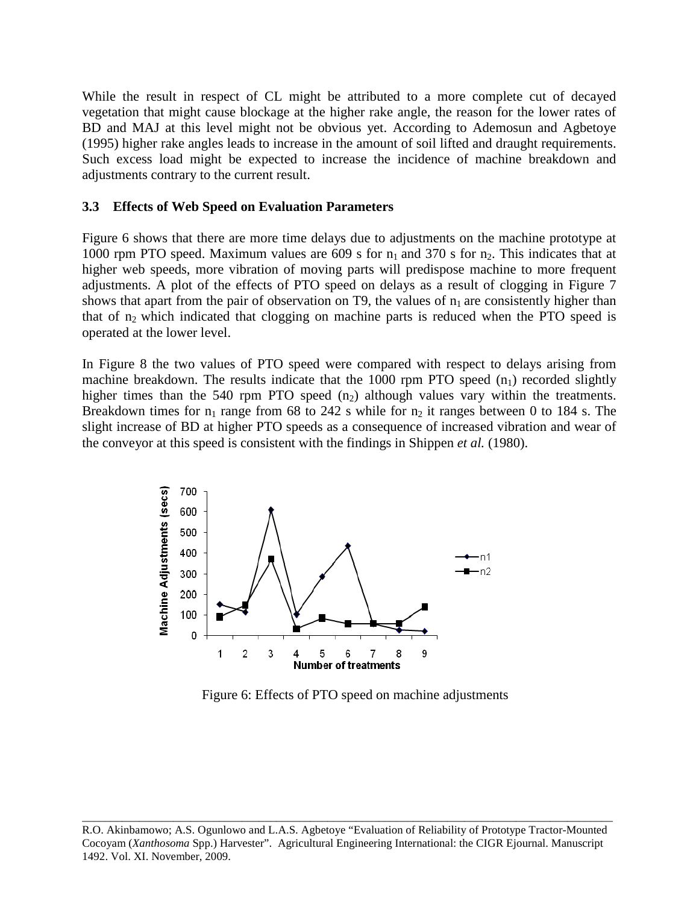While the result in respect of CL might be attributed to a more complete cut of decayed vegetation that might cause blockage at the higher rake angle, the reason for the lower rates of BD and MAJ at this level might not be obvious yet. According to Ademosun and Agbetoye (1995) higher rake angles leads to increase in the amount of soil lifted and draught requirements. Such excess load might be expected to increase the incidence of machine breakdown and adjustments contrary to the current result.

### 3.3 Effects of Web Speed on Evaluation Parameters

Figure 6 shows that there are more time delays due to adjustments on the machine prototype at 1000 rpm PTO speed. Maximum values are 609 s for $n_1$ and 370 s for $n_2$. This indicates that at higher web speeds, more vibration of moving parts will predispose machine to more frequent adjustments. A plot of the effects of PTO speed on delays as a result of clogging in Figure 7 shows that apart from the pair of observation on T9, the values of $n_1$ are consistently higher than that of $n_2$ which indicated that clogging on machine parts is reduced when the PTO speed is operated at the lower level.

In Figure 8 the two values of PTO speed were compared with respect to delays arising from machine breakdown. The results indicate that the 1000 rpm PTO speed ($n_1$) recorded slightly higher times than the 540 rpm PTO speed ($n_2$) although values vary within the treatments. Breakdown times for $n_1$ range from 68 to 242 s while for $n_2$ it ranges between 0 to 184 s. The slight increase of BD at higher PTO speeds as a consequence of increased vibration and wear of the conveyor at this speed is consistent with the findings in Shippen *et al.* (1980).

Figure 6: Effects of PTO speed on machine adjustments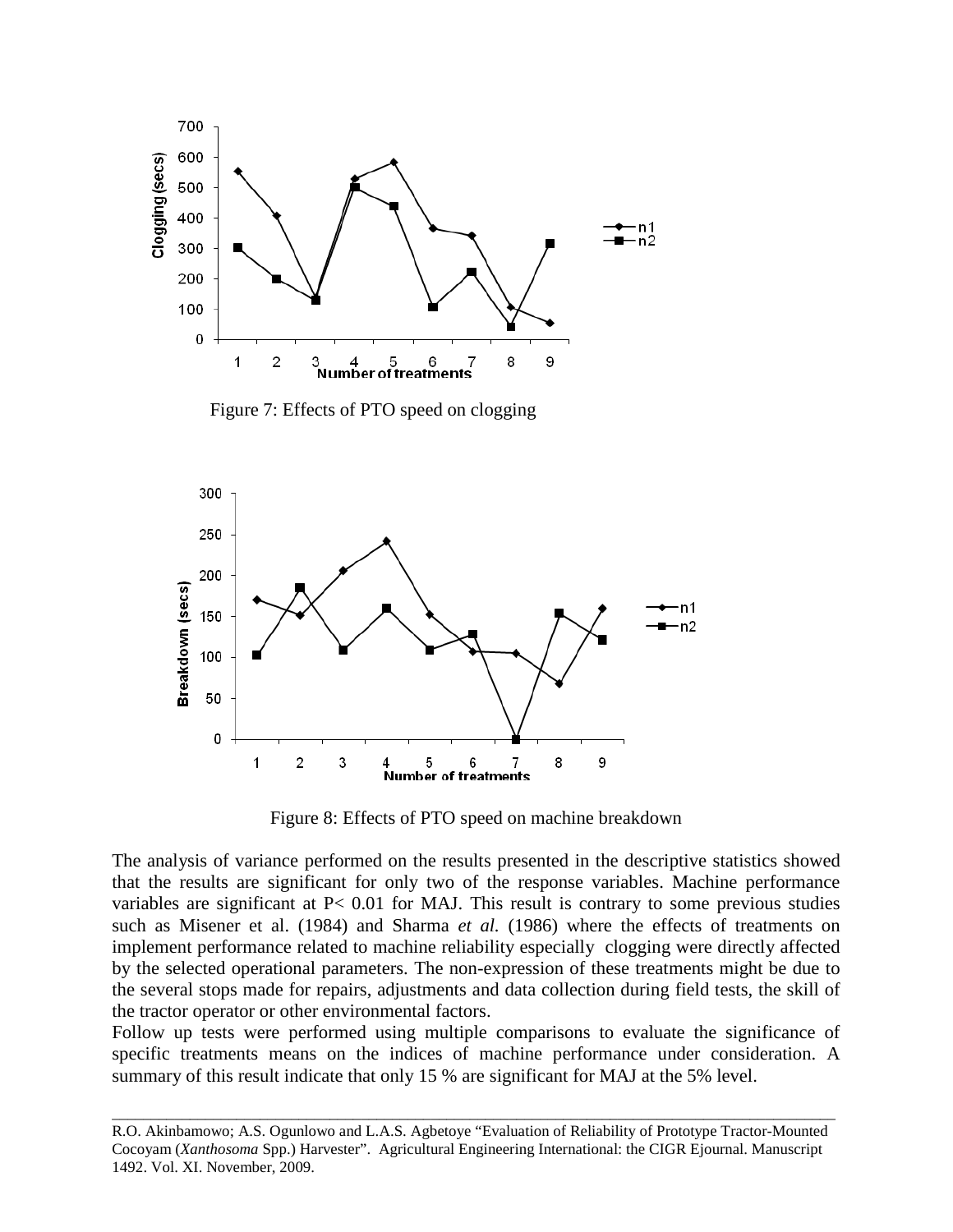Figure 7: Effects of PTO speed on clogging

Figure 8: Effects of PTO speed on machine breakdown

The analysis of variance performed on the results presented in the descriptive statistics showed that the results are significant for only two of the response variables. Machine performance variables are significant at $P < 0.01$ for MAJ. This result is contrary to some previous studies such as Misener et al. (1984) and Sharma *et al.* (1986) where the effects of treatments on implement performance related to machine reliability especially clogging were directly affected by the selected operational parameters. The non-expression of these treatments might be due to the several stops made for repairs, adjustments and data collection during field tests, the skill of the tractor operator or other environmental factors.

Follow up tests were performed using multiple comparisons to evaluate the significance of specific treatments means on the indices of machine performance under consideration. A summary of this result indicate that only 15 % are significant for MAJ at the 5% level.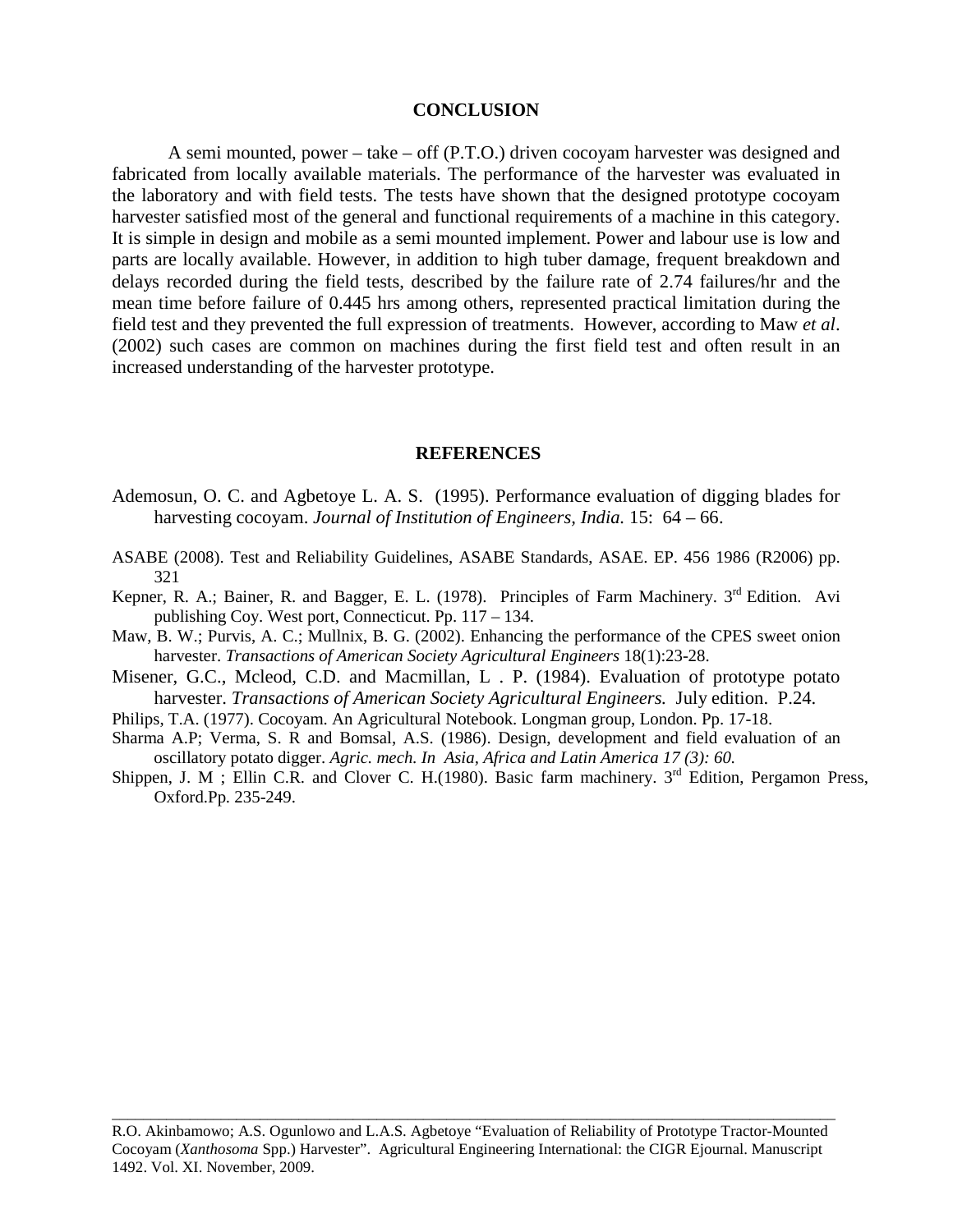## CONCLUSION

A semi mounted, power – take – off (P.T.O.) driven cocoyam harvester was designed and fabricated from locally available materials. The performance of the harvester was evaluated in the laboratory and with field tests. The tests have shown that the designed prototype cocoyam harvester satisfied most of the general and functional requirements of a machine in this category. It is simple in design and mobile as a semi mounted implement. Power and labour use is low and parts are locally available. However, in addition to high tuber damage, frequent breakdown and delays recorded during the field tests, described by the failure rate of 2.74 failures/hr and the mean time before failure of 0.445 hrs among others, represented practical limitation during the field test and they prevented the full expression of treatments. However, according to Maw *et al*. (2002) such cases are common on machines during the first field test and often result in an increased understanding of the harvester prototype.

## REFERENCES

Ademosun, O. C. and Agbetoye L. A. S. (1995). Performance evaluation of digging blades for harvesting cocoyam. *Journal of Institution of Engineers, India.* 15: 64 – 66.

ASABE (2008). Test and Reliability Guidelines, ASABE Standards, ASAE. EP. 456 1986 (R2006) pp. 321

Kepner, R. A.; Bainer, R. and Bagger, E. L. (1978). Principles of Farm Machinery. 3rd Edition. Avi publishing Coy. West port, Connecticut. Pp. 117 – 134.

Maw, B. W.; Purvis, A. C.; Mullnix, B. G. (2002). Enhancing the performance of the CPES sweet onion harvester. *Transactions of American Society Agricultural Engineers* 18(1):23-28.

Misener, G.C., Mcleod, C.D. and Macmillan, L . P. (1984). Evaluation of prototype potato harvester. *Transactions of American Society Agricultural Engineers.* July edition. P.24.

Philips, T.A. (1977). Cocoyam. An Agricultural Notebook. Longman group, London. Pp. 17-18.

Sharma A.P; Verma, S. R and Bomsal, A.S. (1986). Design, development and field evaluation of an oscillatory potato digger. *Agric. mech. In Asia, Africa and Latin America 17 (3): 60.*

Shippen, J. M ; Ellin C.R. and Clover C. H.(1980). Basic farm machinery. 3rd Edition, Pergamon Press, Oxford.Pp. 235-249.